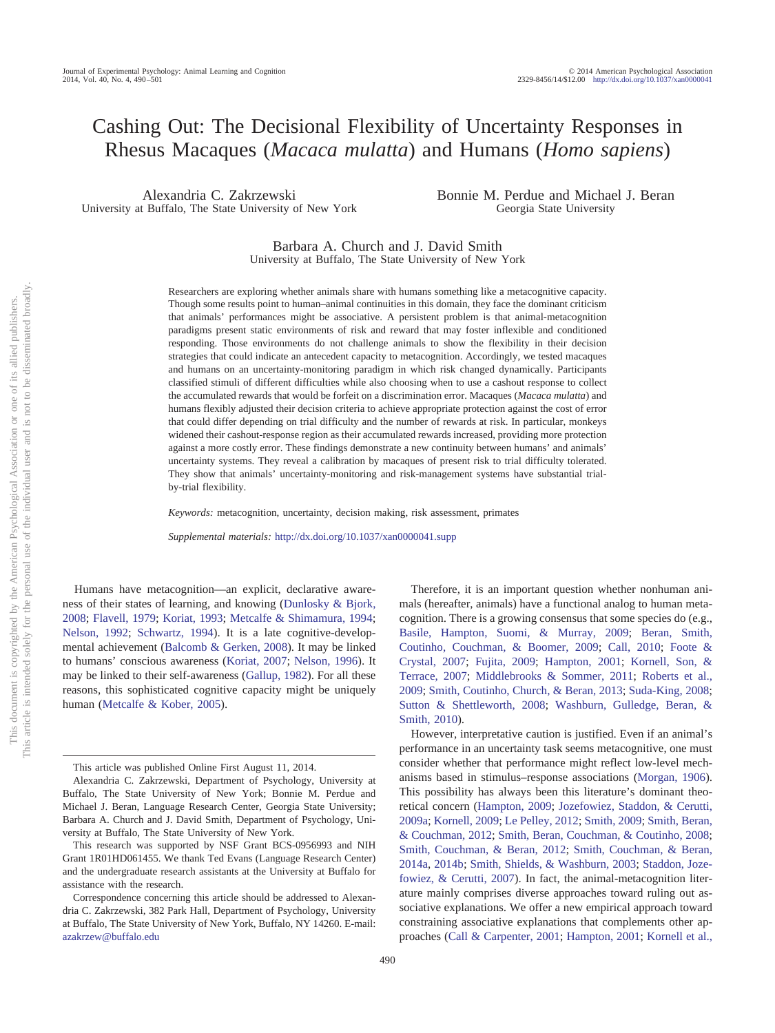# Cashing Out: The Decisional Flexibility of Uncertainty Responses in Rhesus Macaques (*Macaca mulatta*) and Humans (*Homo sapiens*)

Alexandria C. Zakrzewski
University at Buffalo, The State University of New York

Bonnie M. Perdue and Michael J. Beran
Georgia State University

Barbara A. Church and J. David Smith
University at Buffalo, The State University of New York

Researchers are exploring whether animals share with humans something like a metacognitive capacity. Though some results point to human–animal continuities in this domain, they face the dominant criticism that animals' performances might be associative. A persistent problem is that animal-metacognition paradigms present static environments of risk and reward that may foster inflexible and conditioned responding. Those environments do not challenge animals to show the flexibility in their decision strategies that could indicate an antecedent capacity to metacognition. Accordingly, we tested macaques and humans on an uncertainty-monitoring paradigm in which risk changed dynamically. Participants classified stimuli of different difficulties while also choosing when to use a cashout response to collect the accumulated rewards that would be forfeit on a discrimination error. Macaques (*Macaca mulatta*) and humans flexibly adjusted their decision criteria to achieve appropriate protection against the cost of error that could differ depending on trial difficulty and the number of rewards at risk. In particular, monkeys widened their cashout-response region as their accumulated rewards increased, providing more protection against a more costly error. These findings demonstrate a new continuity between humans' and animals' uncertainty systems. They reveal a calibration by macaques of present risk to trial difficulty tolerated. They show that animals' uncertainty-monitoring and risk-management systems have substantial trial-by-trial flexibility.

*Keywords:* metacognition, uncertainty, decision making, risk assessment, primates

*Supplemental materials:* http://dx.doi.org/10.1037/xan0000041.supp

Humans have metacognition—an explicit, declarative awareness of their states of learning, and knowing (Dunlosky & Bjork, 2008; Flavell, 1979; Koriat, 1993; Metcalfe & Shimamura, 1994; Nelson, 1992; Schwartz, 1994). It is a late cognitive-developmental achievement (Balcomb & Gerken, 2008). It may be linked to humans' conscious awareness (Koriat, 2007; Nelson, 1996). It may be linked to their self-awareness (Gallup, 1982). For all these reasons, this sophisticated cognitive capacity might be uniquely human (Metcalfe & Kober, 2005).

Therefore, it is an important question whether nonhuman animals (hereafter, animals) have a functional analog to human metacognition. There is a growing consensus that some species do (e.g., Basile, Hampton, Suomi, & Murray, 2009; Beran, Smith, Coutinho, Couchman, & Boomer, 2009; Call, 2010; Foote & Crystal, 2007; Fujita, 2009; Hampton, 2001; Kornell, Son, & Terrace, 2007; Middlebrooks & Sommer, 2011; Roberts et al., 2009; Smith, Coutinho, Church, & Beran, 2013; Suda-King, 2008; Sutton & Shettleworth, 2008; Washburn, Gulledge, Beran, & Smith, 2010).

However, interpretative caution is justified. Even if an animal's performance in an uncertainty task seems metacognitive, one must consider whether that performance might reflect low-level mechanisms based in stimulus–response associations (Morgan, 1906). This possibility has always been this literature's dominant theoretical concern (Hampton, 2009; Jozefowiez, Staddon, & Cerutti, 2009a; Kornell, 2009; Le Pelley, 2012; Smith, 2009; Smith, Beran, & Couchman, 2012; Smith, Beran, Couchman, & Coutinho, 2008; Smith, Couchman, & Beran, 2012; Smith, Couchman, & Beran, 2014a, 2014b; Smith, Shields, & Washburn, 2003; Staddon, Jozefowiez, & Cerutti, 2007). In fact, the animal-metacognition literature mainly comprises diverse approaches toward ruling out associative explanations. We offer a new empirical approach toward constraining associative explanations that complements other approaches (Call & Carpenter, 2001; Hampton, 2001; Kornell et al.,

---

This article was published Online First August 11, 2014.

Alexandria C. Zakrzewski, Department of Psychology, University at Buffalo, The State University of New York; Bonnie M. Perdue and Michael J. Beran, Language Research Center, Georgia State University; Barbara A. Church and J. David Smith, Department of Psychology, University at Buffalo, The State University of New York.

This research was supported by NSF Grant BCS-0956993 and NIH Grant 1R01HD061455. We thank Ted Evans (Language Research Center) and the undergraduate research assistants at the University at Buffalo for assistance with the research.

Correspondence concerning this article should be addressed to Alexandria C. Zakrzewski, 382 Park Hall, Department of Psychology, University at Buffalo, The State University of New York, Buffalo, NY 14260. E-mail: azakrzew@buffalo.edu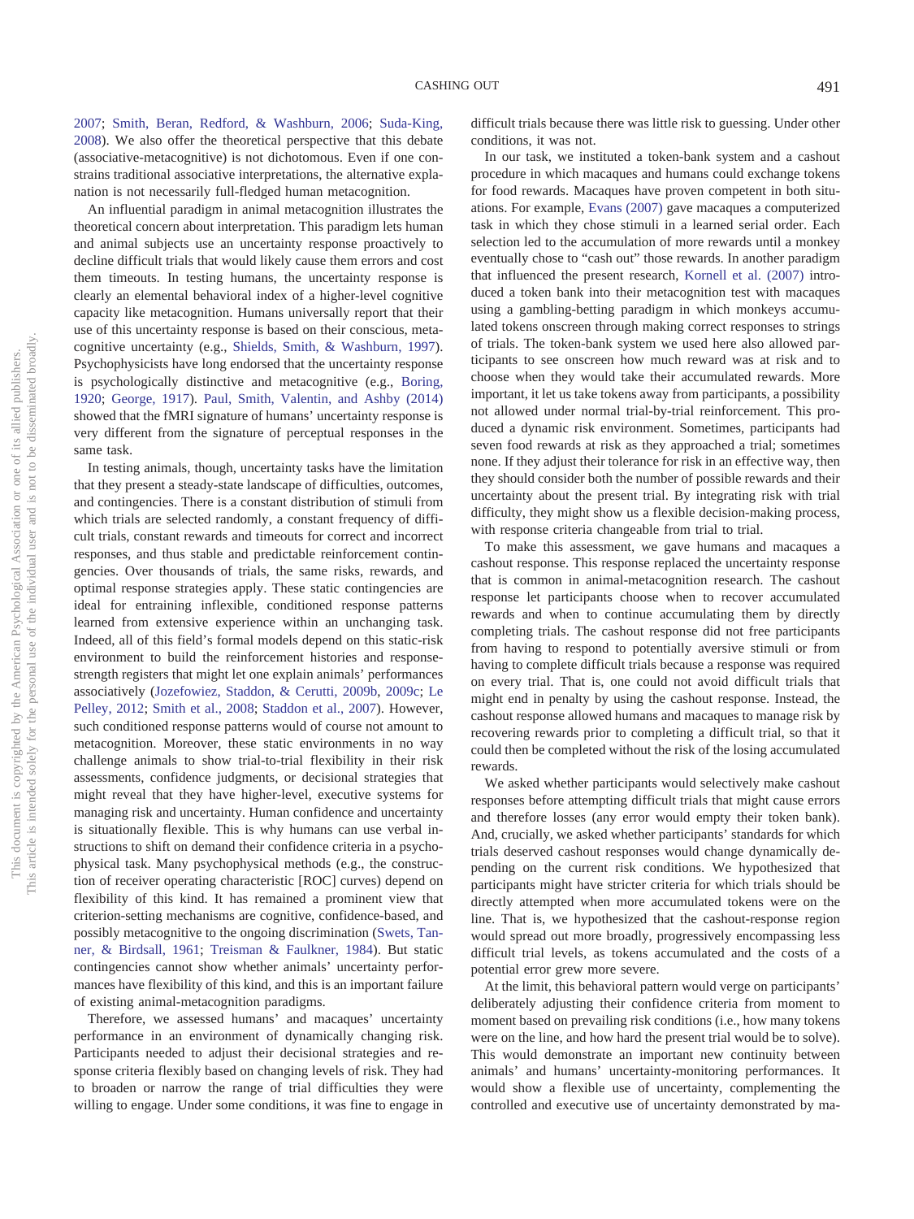2007; Smith, Beran, Redford, & Washburn, 2006; Suda-King, 2008). We also offer the theoretical perspective that this debate (associative-metacognitive) is not dichotomous. Even if one constrains traditional associative interpretations, the alternative explanation is not necessarily full-fledged human metacognition.

An influential paradigm in animal metacognition illustrates the theoretical concern about interpretation. This paradigm lets human and animal subjects use an uncertainty response proactively to decline difficult trials that would likely cause them errors and cost them timeouts. In testing humans, the uncertainty response is clearly an elemental behavioral index of a higher-level cognitive capacity like metacognition. Humans universally report that their use of this uncertainty response is based on their conscious, metacognitive uncertainty (e.g., Shields, Smith, & Washburn, 1997). Psychophysicists have long endorsed that the uncertainty response is psychologically distinctive and metacognitive (e.g., Boring, 1920; George, 1917). Paul, Smith, Valentin, and Ashby (2014) showed that the fMRI signature of humans' uncertainty response is very different from the signature of perceptual responses in the same task.

In testing animals, though, uncertainty tasks have the limitation that they present a steady-state landscape of difficulties, outcomes, and contingencies. There is a constant distribution of stimuli from which trials are selected randomly, a constant frequency of difficult trials, constant rewards and timeouts for correct and incorrect responses, and thus stable and predictable reinforcement contingencies. Over thousands of trials, the same risks, rewards, and optimal response strategies apply. These static contingencies are ideal for entraining inflexible, conditioned response patterns learned from extensive experience within an unchanging task. Indeed, all of this field's formal models depend on this static-risk environment to build the reinforcement histories and response-strength registers that might let one explain animals' performances associatively (Jozefowiez, Staddon, & Cerutti, 2009b, 2009c; Le Pelley, 2012; Smith et al., 2008; Staddon et al., 2007). However, such conditioned response patterns would of course not amount to metacognition. Moreover, these static environments in no way challenge animals to show trial-to-trial flexibility in their risk assessments, confidence judgments, or decisional strategies that might reveal that they have higher-level, executive systems for managing risk and uncertainty. Human confidence and uncertainty is situationally flexible. This is why humans can use verbal instructions to shift on demand their confidence criteria in a psychophysical task. Many psychophysical methods (e.g., the construction of receiver operating characteristic [ROC] curves) depend on flexibility of this kind. It has remained a prominent view that criterion-setting mechanisms are cognitive, confidence-based, and possibly metacognitive to the ongoing discrimination (Swets, Tanner, & Birdsall, 1961; Treisman & Faulkner, 1984). But static contingencies cannot show whether animals' uncertainty performances have flexibility of this kind, and this is an important failure of existing animal-metacognition paradigms.

Therefore, we assessed humans' and macaques' uncertainty performance in an environment of dynamically changing risk. Participants needed to adjust their decisional strategies and response criteria flexibly based on changing levels of risk. They had to broaden or narrow the range of trial difficulties they were willing to engage. Under some conditions, it was fine to engage in difficult trials because there was little risk to guessing. Under other conditions, it was not.

In our task, we instituted a token-bank system and a cashout procedure in which macaques and humans could exchange tokens for food rewards. Macaques have proven competent in both situations. For example, Evans (2007) gave macaques a computerized task in which they chose stimuli in a learned serial order. Each selection led to the accumulation of more rewards until a monkey eventually chose to "cash out" those rewards. In another paradigm that influenced the present research, Kornell et al. (2007) introduced a token bank into their metacognition test with macaques using a gambling-betting paradigm in which monkeys accumulated tokens onscreen through making correct responses to strings of trials. The token-bank system we used here also allowed participants to see onscreen how much reward was at risk and to choose when they would take their accumulated rewards. More important, it let us take tokens away from participants, a possibility not allowed under normal trial-by-trial reinforcement. This produced a dynamic risk environment. Sometimes, participants had seven food rewards at risk as they approached a trial; sometimes none. If they adjust their tolerance for risk in an effective way, then they should consider both the number of possible rewards and their uncertainty about the present trial. By integrating risk with trial difficulty, they might show us a flexible decision-making process, with response criteria changeable from trial to trial.

To make this assessment, we gave humans and macaques a cashout response. This response replaced the uncertainty response that is common in animal-metacognition research. The cashout response let participants choose when to recover accumulated rewards and when to continue accumulating them by directly completing trials. The cashout response did not free participants from having to respond to potentially aversive stimuli or from having to complete difficult trials because a response was required on every trial. That is, one could not avoid difficult trials that might end in penalty by using the cashout response. Instead, the cashout response allowed humans and macaques to manage risk by recovering rewards prior to completing a difficult trial, so that it could then be completed without the risk of the losing accumulated rewards.

We asked whether participants would selectively make cashout responses before attempting difficult trials that might cause errors and therefore losses (any error would empty their token bank). And, crucially, we asked whether participants' standards for which trials deserved cashout responses would change dynamically depending on the current risk conditions. We hypothesized that participants might have stricter criteria for which trials should be directly attempted when more accumulated tokens were on the line. That is, we hypothesized that the cashout-response region would spread out more broadly, progressively encompassing less difficult trial levels, as tokens accumulated and the costs of a potential error grew more severe.

At the limit, this behavioral pattern would verge on participants' deliberately adjusting their confidence criteria from moment to moment based on prevailing risk conditions (i.e., how many tokens were on the line, and how hard the present trial would be to solve). This would demonstrate an important new continuity between animals' and humans' uncertainty-monitoring performances. It would show a flexible use of uncertainty, complementing the controlled and executive use of uncertainty demonstrated by ma-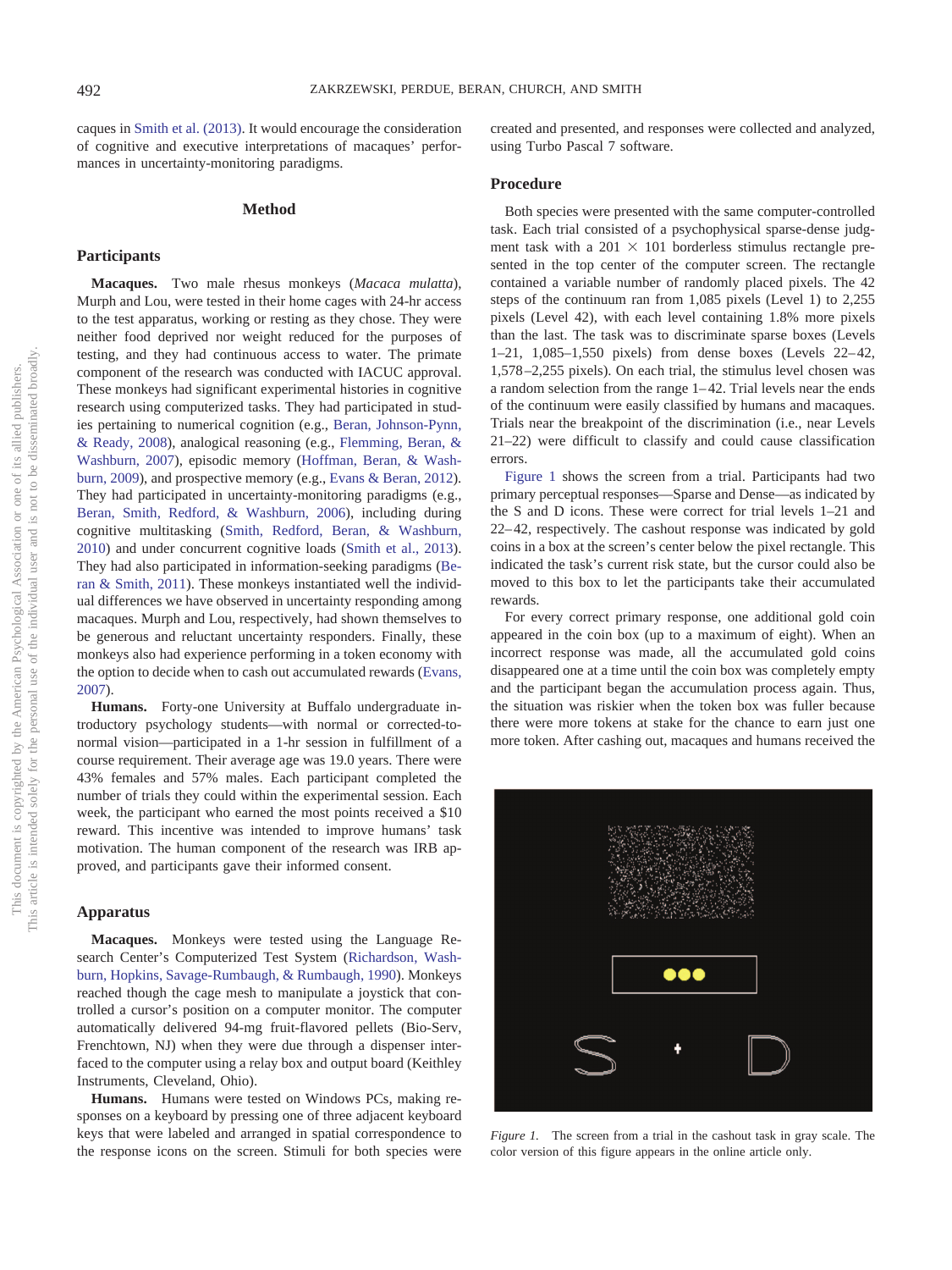caques in Smith et al. (2013). It would encourage the consideration of cognitive and executive interpretations of macaques' performances in uncertainty-monitoring paradigms.

## Method

### Participants

**Macaques.** Two male rhesus monkeys (*Macaca mulatta*), Murph and Lou, were tested in their home cages with 24-hr access to the test apparatus, working or resting as they chose. They were neither food deprived nor weight reduced for the purposes of testing, and they had continuous access to water. The primate component of the research was conducted with IACUC approval. These monkeys had significant experimental histories in cognitive research using computerized tasks. They had participated in studies pertaining to numerical cognition (e.g., Beran, Johnson-Pynn, & Ready, 2008), analogical reasoning (e.g., Flemming, Beran, & Washburn, 2007), episodic memory (Hoffman, Beran, & Washburn, 2009), and prospective memory (e.g., Evans & Beran, 2012). They had participated in uncertainty-monitoring paradigms (e.g., Beran, Smith, Redford, & Washburn, 2006), including during cognitive multitasking (Smith, Redford, Beran, & Washburn, 2010) and under concurrent cognitive loads (Smith et al., 2013). They had also participated in information-seeking paradigms (Beran & Smith, 2011). These monkeys instantiated well the individual differences we have observed in uncertainty responding among macaques. Murph and Lou, respectively, had shown themselves to be generous and reluctant uncertainty responders. Finally, these monkeys also had experience performing in a token economy with the option to decide when to cash out accumulated rewards (Evans, 2007).

**Humans.** Forty-one University at Buffalo undergraduate introductory psychology students—with normal or corrected-to-normal vision—participated in a 1-hr session in fulfillment of a course requirement. Their average age was 19.0 years. There were 43% females and 57% males. Each participant completed the number of trials they could within the experimental session. Each week, the participant who earned the most points received a $10 reward. This incentive was intended to improve humans' task motivation. The human component of the research was IRB approved, and participants gave their informed consent.

### Apparatus

**Macaques.** Monkeys were tested using the Language Research Center's Computerized Test System (Richardson, Washburn, Hopkins, Savage-Rumbaugh, & Rumbaugh, 1990). Monkeys reached though the cage mesh to manipulate a joystick that controlled a cursor's position on a computer monitor. The computer automatically delivered 94-mg fruit-flavored pellets (Bio-Serv, Frenchtown, NJ) when they were due through a dispenser interfaced to the computer using a relay box and output board (Keithley Instruments, Cleveland, Ohio).

**Humans.** Humans were tested on Windows PCs, making responses on a keyboard by pressing one of three adjacent keyboard keys that were labeled and arranged in spatial correspondence to the response icons on the screen. Stimuli for both species were created and presented, and responses were collected and analyzed, using Turbo Pascal 7 software.

### Procedure

Both species were presented with the same computer-controlled task. Each trial consisted of a psychophysical sparse-dense judgment task with a 201 × 101 borderless stimulus rectangle presented in the top center of the computer screen. The rectangle contained a variable number of randomly placed pixels. The 42 steps of the continuum ran from 1,085 pixels (Level 1) to 2,255 pixels (Level 42), with each level containing 1.8% more pixels than the last. The task was to discriminate sparse boxes (Levels 1–21, 1,085–1,550 pixels) from dense boxes (Levels 22–42, 1,578–2,255 pixels). On each trial, the stimulus level chosen was a random selection from the range 1–42. Trial levels near the ends of the continuum were easily classified by humans and macaques. Trials near the breakpoint of the discrimination (i.e., near Levels 21–22) were difficult to classify and could cause classification errors.

Figure 1 shows the screen from a trial. Participants had two primary perceptual responses—Sparse and Dense—as indicated by the S and D icons. These were correct for trial levels 1–21 and 22–42, respectively. The cashout response was indicated by gold coins in a box at the screen's center below the pixel rectangle. This indicated the task's current risk state, but the cursor could also be moved to this box to let the participants take their accumulated rewards.

For every correct primary response, one additional gold coin appeared in the coin box (up to a maximum of eight). When an incorrect response was made, all the accumulated gold coins disappeared one at a time until the coin box was completely empty and the participant began the accumulation process again. Thus, the situation was riskier when the token box was fuller because there were more tokens at stake for the chance to earn just one more token. After cashing out, macaques and humans received the

*Figure 1.* The screen from a trial in the cashout task in gray scale. The color version of this figure appears in the online article only.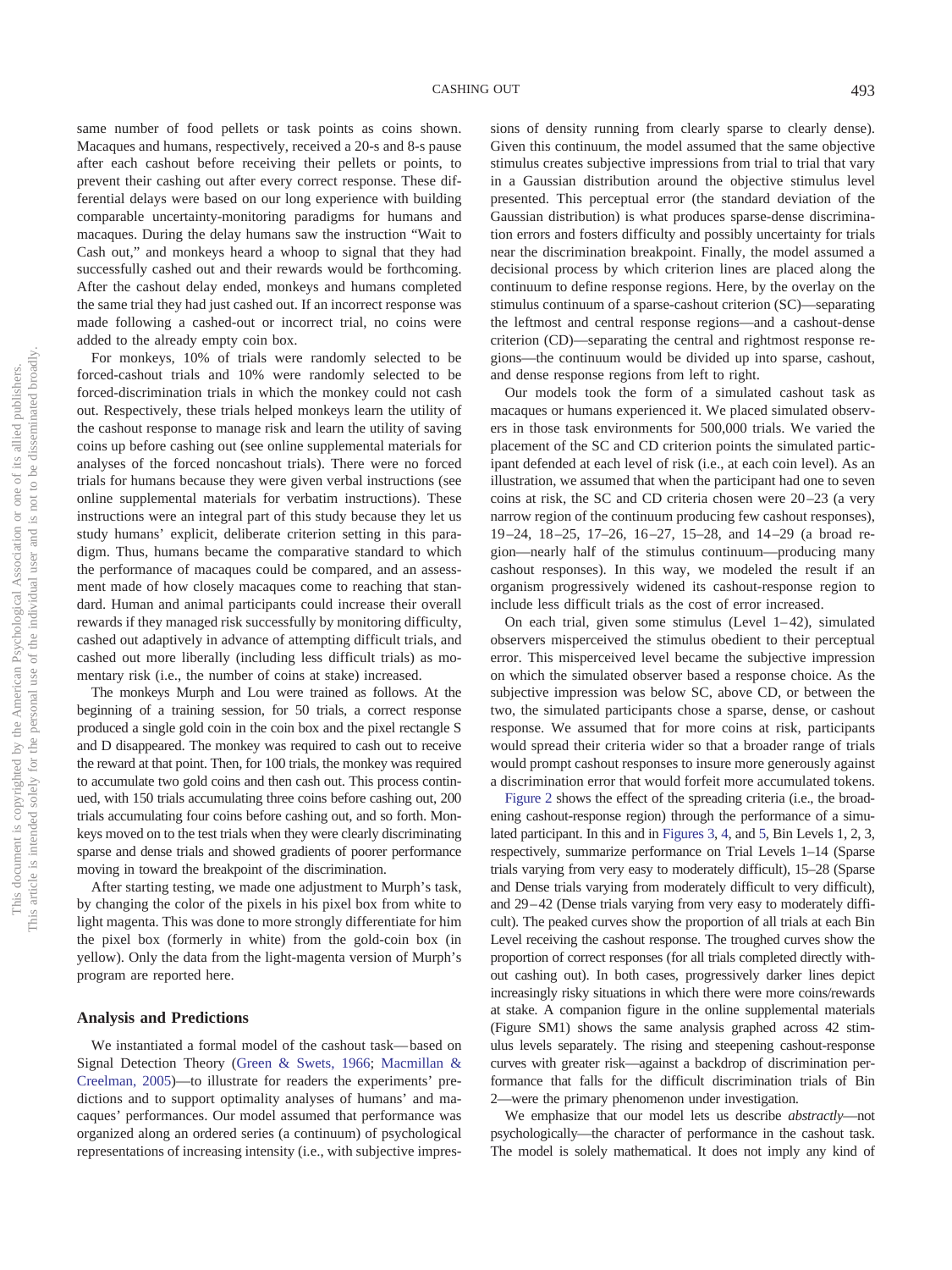same number of food pellets or task points as coins shown. Macaques and humans, respectively, received a 20-s and 8-s pause after each cashout before receiving their pellets or points, to prevent their cashing out after every correct response. These differential delays were based on our long experience with building comparable uncertainty-monitoring paradigms for humans and macaques. During the delay humans saw the instruction "Wait to Cash out," and monkeys heard a whoop to signal that they had successfully cashed out and their rewards would be forthcoming. After the cashout delay ended, monkeys and humans completed the same trial they had just cashed out. If an incorrect response was made following a cashed-out or incorrect trial, no coins were added to the already empty coin box.

For monkeys, 10% of trials were randomly selected to be forced-cashout trials and 10% were randomly selected to be forced-discrimination trials in which the monkey could not cash out. Respectively, these trials helped monkeys learn the utility of the cashout response to manage risk and learn the utility of saving coins up before cashing out (see online supplemental materials for analyses of the forced noncashout trials). There were no forced trials for humans because they were given verbal instructions (see online supplemental materials for verbatim instructions). These instructions were an integral part of this study because they let us study humans' explicit, deliberate criterion setting in this paradigm. Thus, humans became the comparative standard to which the performance of macaques could be compared, and an assessment made of how closely macaques come to reaching that standard. Human and animal participants could increase their overall rewards if they managed risk successfully by monitoring difficulty, cashed out adaptively in advance of attempting difficult trials, and cashed out more liberally (including less difficult trials) as momentary risk (i.e., the number of coins at stake) increased.

The monkeys Murph and Lou were trained as follows. At the beginning of a training session, for 50 trials, a correct response produced a single gold coin in the coin box and the pixel rectangle S and D disappeared. The monkey was required to cash out to receive the reward at that point. Then, for 100 trials, the monkey was required to accumulate two gold coins and then cash out. This process continued, with 150 trials accumulating three coins before cashing out, 200 trials accumulating four coins before cashing out, and so forth. Monkeys moved on to the test trials when they were clearly discriminating sparse and dense trials and showed gradients of poorer performance moving in toward the breakpoint of the discrimination.

After starting testing, we made one adjustment to Murph's task, by changing the color of the pixels in his pixel box from white to light magenta. This was done to more strongly differentiate for him the pixel box (formerly in white) from the gold-coin box (in yellow). Only the data from the light-magenta version of Murph's program are reported here.

## Analysis and Predictions

We instantiated a formal model of the cashout task—based on Signal Detection Theory (Green & Swets, 1966; Macmillan & Creelman, 2005)—to illustrate for readers the experiments' predictions and to support optimality analyses of humans' and macaques' performances. Our model assumed that performance was organized along an ordered series (a continuum) of psychological representations of increasing intensity (i.e., with subjective impressions of density running from clearly sparse to clearly dense). Given this continuum, the model assumed that the same objective stimulus creates subjective impressions from trial to trial that vary in a Gaussian distribution around the objective stimulus level presented. This perceptual error (the standard deviation of the Gaussian distribution) is what produces sparse-dense discrimination errors and fosters difficulty and possibly uncertainty for trials near the discrimination breakpoint. Finally, the model assumed a decisional process by which criterion lines are placed along the continuum to define response regions. Here, by the overlay on the stimulus continuum of a sparse-cashout criterion (SC)—separating the leftmost and central response regions—and a cashout-dense criterion (CD)—separating the central and rightmost response regions—the continuum would be divided up into sparse, cashout, and dense response regions from left to right.

Our models took the form of a simulated cashout task as macaques or humans experienced it. We placed simulated observers in those task environments for 500,000 trials. We varied the placement of the SC and CD criterion points the simulated participant defended at each level of risk (i.e., at each coin level). As an illustration, we assumed that when the participant had one to seven coins at risk, the SC and CD criteria chosen were 20–23 (a very narrow region of the continuum producing few cashout responses), 19–24, 18–25, 17–26, 16–27, 15–28, and 14–29 (a broad region—nearly half of the stimulus continuum—producing many cashout responses). In this way, we modeled the result if an organism progressively widened its cashout-response region to include less difficult trials as the cost of error increased.

On each trial, given some stimulus (Level 1–42), simulated observers misperceived the stimulus obedient to their perceptual error. This misperceived level became the subjective impression on which the simulated observer based a response choice. As the subjective impression was below SC, above CD, or between the two, the simulated participants chose a sparse, dense, or cashout response. We assumed that for more coins at risk, participants would spread their criteria wider so that a broader range of trials would prompt cashout responses to insure more generously against a discrimination error that would forfeit more accumulated tokens.

Figure 2 shows the effect of the spreading criteria (i.e., the broadening cashout-response region) through the performance of a simulated participant. In this and in Figures 3, 4, and 5, Bin Levels 1, 2, 3, respectively, summarize performance on Trial Levels 1–14 (Sparse trials varying from very easy to moderately difficult), 15–28 (Sparse and Dense trials varying from moderately difficult to very difficult), and 29–42 (Dense trials varying from very easy to moderately difficult). The peaked curves show the proportion of all trials at each Bin Level receiving the cashout response. The troughed curves show the proportion of correct responses (for all trials completed directly without cashing out). In both cases, progressively darker lines depict increasingly risky situations in which there were more coins/rewards at stake. A companion figure in the online supplemental materials (Figure SM1) shows the same analysis graphed across 42 stimulus levels separately. The rising and steepening cashout-response curves with greater risk—against a backdrop of discrimination performance that falls for the difficult discrimination trials of Bin 2—were the primary phenomenon under investigation.

We emphasize that our model lets us describe *abstractly*—not psychologically—the character of performance in the cashout task. The model is solely mathematical. It does not imply any kind of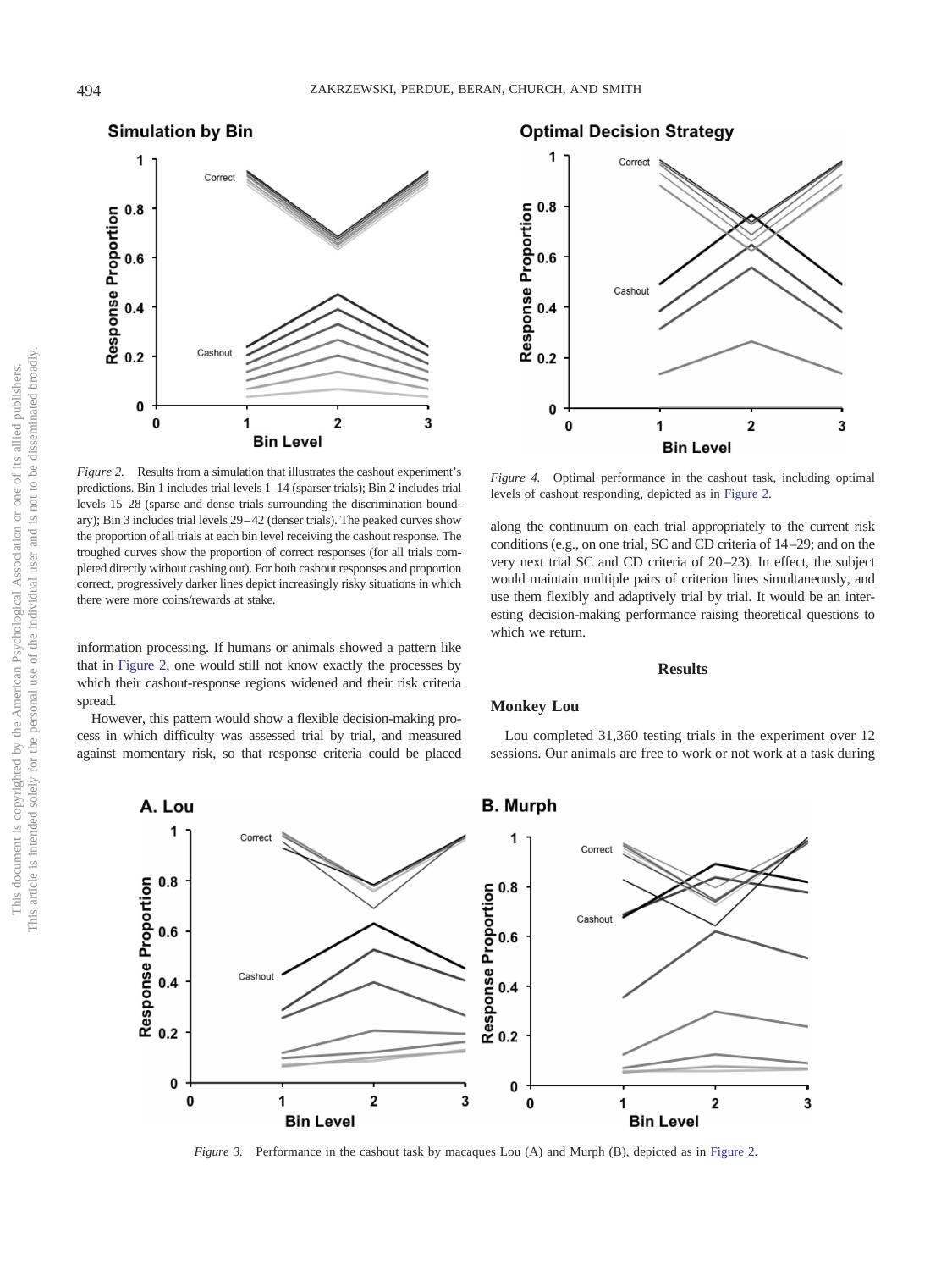*Figure 2.* Results from a simulation that illustrates the cashout experiment's predictions. Bin 1 includes trial levels 1–14 (sparser trials); Bin 2 includes trial levels 15–28 (sparse and dense trials surrounding the discrimination boundary); Bin 3 includes trial levels 29–42 (denser trials). The peaked curves show the proportion of all trials at each bin level receiving the cashout response. The troughed curves show the proportion of correct responses (for all trials completed directly without cashing out). For both cashout responses and proportion correct, progressively darker lines depict increasingly risky situations in which there were more coins/rewards at stake.

information processing. If humans or animals showed a pattern like that in Figure 2, one would still not know exactly the processes by which their cashout-response regions widened and their risk criteria spread.

However, this pattern would show a flexible decision-making process in which difficulty was assessed trial by trial, and measured against momentary risk, so that response criteria could be placed along the continuum on each trial appropriately to the current risk conditions (e.g., on one trial, SC and CD criteria of 14–29; and on the very next trial SC and CD criteria of 20–23). In effect, the subject would maintain multiple pairs of criterion lines simultaneously, and use them flexibly and adaptively trial by trial. It would be an interesting decision-making performance raising theoretical questions to which we return.

*Figure 4.* Optimal performance in the cashout task, including optimal levels of cashout responding, depicted as in Figure 2.

## Results

### Monkey Lou

Lou completed 31,360 testing trials in the experiment over 12 sessions. Our animals are free to work or not work at a task during

*Figure 3.* Performance in the cashout task by macaques Lou (A) and Murph (B), depicted as in Figure 2.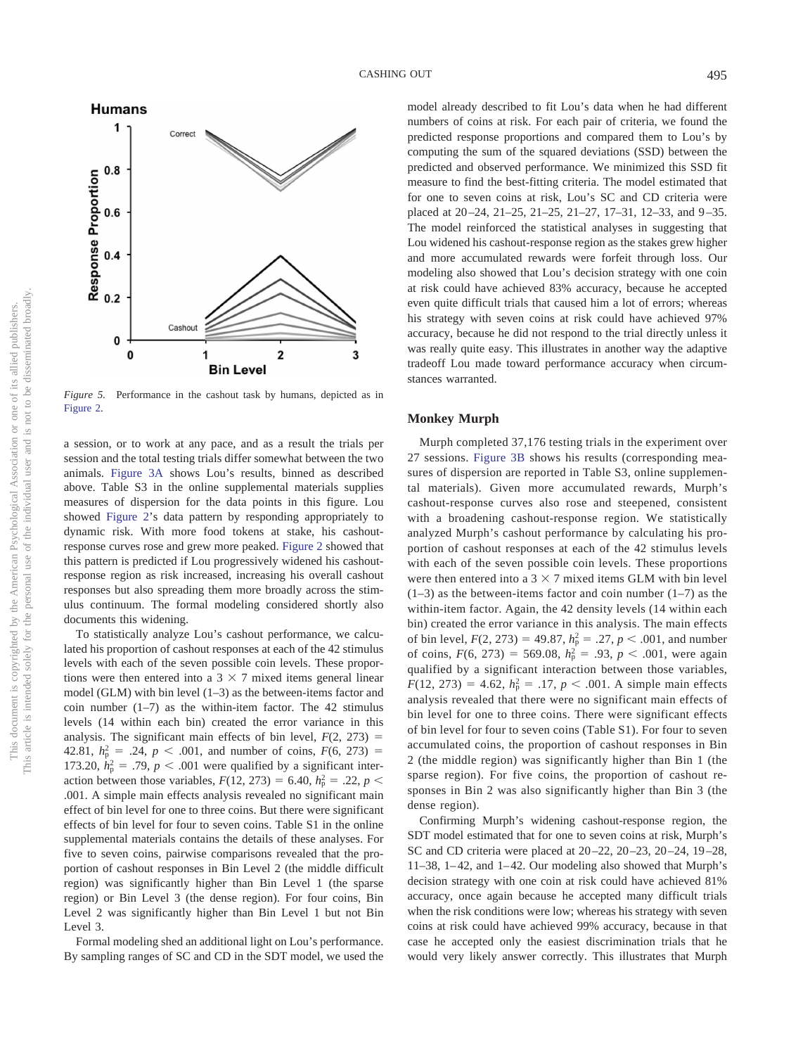*Figure 5.* Performance in the cashout task by humans, depicted as in Figure 2.

a session, or to work at any pace, and as a result the trials per session and the total testing trials differ somewhat between the two animals. Figure 3A shows Lou's results, binned as described above. Table S3 in the online supplemental materials supplies measures of dispersion for the data points in this figure. Lou showed Figure 2's data pattern by responding appropriately to dynamic risk. With more food tokens at stake, his cashout-response curves rose and grew more peaked. Figure 2 showed that this pattern is predicted if Lou progressively widened his cashout-response region as risk increased, increasing his overall cashout responses but also spreading them more broadly across the stimulus continuum. The formal modeling considered shortly also documents this widening.

To statistically analyze Lou's cashout performance, we calculated his proportion of cashout responses at each of the 42 stimulus levels with each of the seven possible coin levels. These proportions were then entered into a 3 × 7 mixed items general linear model (GLM) with bin level (1–3) as the between-items factor and coin number (1–7) as the within-item factor. The 42 stimulus levels (14 within each bin) created the error variance in this analysis. The significant main effects of bin level, $F(2, 273) = 42.81$, $h^2_p = .24$, $p < .001$, and number of coins, $F(6, 273) = 173.20$, $h^2_p = .79$, $p < .001$ were qualified by a significant interaction between those variables, $F(12, 273) = 6.40$, $h^2_p = .22$, $p < .001$. A simple main effects analysis revealed no significant main effect of bin level for one to three coins. But there were significant effects of bin level for four to seven coins. Table S1 in the online supplemental materials contains the details of these analyses. For five to seven coins, pairwise comparisons revealed that the proportion of cashout responses in Bin Level 2 (the middle difficult region) was significantly higher than Bin Level 1 (the sparse region) or Bin Level 3 (the dense region). For four coins, Bin Level 2 was significantly higher than Bin Level 1 but not Bin Level 3.

Formal modeling shed an additional light on Lou's performance. By sampling ranges of SC and CD in the SDT model, we used the model already described to fit Lou's data when he had different numbers of coins at risk. For each pair of criteria, we found the predicted response proportions and compared them to Lou's by computing the sum of the squared deviations (SSD) between the predicted and observed performance. We minimized this SSD fit measure to find the best-fitting criteria. The model estimated that for one to seven coins at risk, Lou's SC and CD criteria were placed at 20–24, 21–25, 21–25, 21–27, 17–31, 12–33, and 9–35. The model reinforced the statistical analyses in suggesting that Lou widened his cashout-response region as the stakes grew higher and more accumulated rewards were forfeit through loss. Our modeling also showed that Lou's decision strategy with one coin at risk could have achieved 83% accuracy, because he accepted even quite difficult trials that caused him a lot of errors; whereas his strategy with seven coins at risk could have achieved 97% accuracy, because he did not respond to the trial directly unless it was really quite easy. This illustrates in another way the adaptive tradeoff Lou made toward performance accuracy when circumstances warranted.

## Monkey Murph

Murph completed 37,176 testing trials in the experiment over 27 sessions. Figure 3B shows his results (corresponding measures of dispersion are reported in Table S3, online supplemental materials). Given more accumulated rewards, Murph's cashout-response curves also rose and steepened, consistent with a broadening cashout-response region. We statistically analyzed Murph's cashout performance by calculating his proportion of cashout responses at each of the 42 stimulus levels with each of the seven possible coin levels. These proportions were then entered into a 3 × 7 mixed items GLM with bin level (1–3) as the between-items factor and coin number (1–7) as the within-item factor. Again, the 42 density levels (14 within each bin) created the error variance in this analysis. The main effects of bin level, $F(2, 273) = 49.87$, $h^2_p = .27$, $p < .001$, and number of coins, $F(6, 273) = 569.08$, $h^2_p = .93$, $p < .001$, were again qualified by a significant interaction between these variables, $F(12, 273) = 4.62$, $h^2_p = .17$, $p < .001$. A simple main effects analysis revealed that there were no significant main effects of bin level for one to three coins. There were significant effects of bin level for four to seven coins (Table S1). For four to seven accumulated coins, the proportion of cashout responses in Bin 2 (the middle region) was significantly higher than Bin 1 (the sparse region). For five coins, the proportion of cashout responses in Bin 2 was also significantly higher than Bin 3 (the dense region).

Confirming Murph's widening cashout-response region, the SDT model estimated that for one to seven coins at risk, Murph's SC and CD criteria were placed at 20–22, 20–23, 20–24, 19–28, 11–38, 1–42, and 1–42. Our modeling also showed that Murph's decision strategy with one coin at risk could have achieved 81% accuracy, once again because he accepted many difficult trials when the risk conditions were low; whereas his strategy with seven coins at risk could have achieved 99% accuracy, because in that case he accepted only the easiest discrimination trials that he would very likely answer correctly. This illustrates that Murph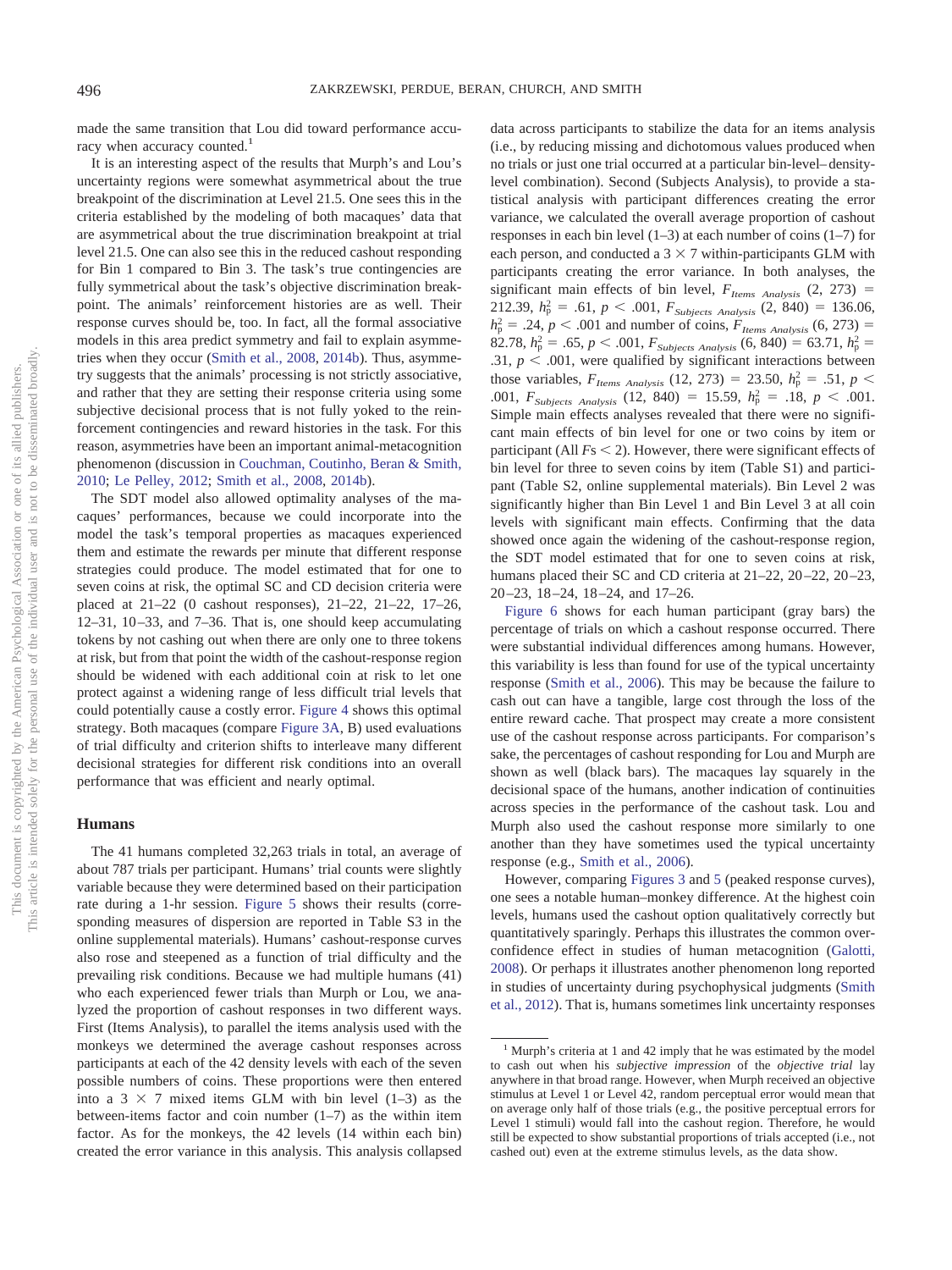made the same transition that Lou did toward performance accuracy when accuracy counted.[1]

It is an interesting aspect of the results that Murph's and Lou's uncertainty regions were somewhat asymmetrical about the true breakpoint of the discrimination at Level 21.5. One sees this in the criteria established by the modeling of both macaques' data that are asymmetrical about the true discrimination breakpoint at trial level 21.5. One can also see this in the reduced cashout responding for Bin 1 compared to Bin 3. The task's true contingencies are fully symmetrical about the task's objective discrimination breakpoint. The animals' reinforcement histories are as well. Their response curves should be, too. In fact, all the formal associative models in this area predict symmetry and fail to explain asymmetries when they occur (Smith et al., 2008, 2014b). Thus, asymmetry suggests that the animals' processing is not strictly associative, and rather that they are setting their response criteria using some subjective decisional process that is not fully yoked to the reinforcement contingencies and reward histories in the task. For this reason, asymmetries have been an important animal-metacognition phenomenon (discussion in Couchman, Coutinho, Beran & Smith, 2010; Le Pelley, 2012; Smith et al., 2008, 2014b).

The SDT model also allowed optimality analyses of the macaques' performances, because we could incorporate into the model the task's temporal properties as macaques experienced them and estimate the rewards per minute that different response strategies could produce. The model estimated that for one to seven coins at risk, the optimal SC and CD decision criteria were placed at 21–22 (0 cashout responses), 21–22, 21–22, 17–26, 12–31, 10–33, and 7–36. That is, one should keep accumulating tokens by not cashing out when there are only one to three tokens at risk, but from that point the width of the cashout-response region should be widened with each additional coin at risk to let one protect against a widening range of less difficult trial levels that could potentially cause a costly error. Figure 4 shows this optimal strategy. Both macaques (compare Figure 3A, B) used evaluations of trial difficulty and criterion shifts to interleave many different decisional strategies for different risk conditions into an overall performance that was efficient and nearly optimal.

### Humans

The 41 humans completed 32,263 trials in total, an average of about 787 trials per participant. Humans' trial counts were slightly variable because they were determined based on their participation rate during a 1-hr session. Figure 5 shows their results (corresponding measures of dispersion are reported in Table S3 in the online supplemental materials). Humans' cashout-response curves also rose and steepened as a function of trial difficulty and the prevailing risk conditions. Because we had multiple humans (41) who each experienced fewer trials than Murph or Lou, we analyzed the proportion of cashout responses in two different ways. First (Items Analysis), to parallel the items analysis used with the monkeys we determined the average cashout responses across participants at each of the 42 density levels with each of the seven possible numbers of coins. These proportions were then entered into a $3 \times 7$ mixed items GLM with bin level (1–3) as the between-items factor and coin number (1–7) as the within item factor. As for the monkeys, the 42 levels (14 within each bin) created the error variance in this analysis. This analysis collapsed data across participants to stabilize the data for an items analysis (i.e., by reducing missing and dichotomous values produced when no trials or just one trial occurred at a particular bin-level–density-level combination). Second (Subjects Analysis), to provide a statistical analysis with participant differences creating the error variance, we calculated the overall average proportion of cashout responses in each bin level (1–3) at each number of coins (1–7) for each person, and conducted a $3 \times 7$ within-participants GLM with participants creating the error variance. In both analyses, the significant main effects of bin level, $F_{Items\ Analysis}$ (2, 273) = 212.39, $h_p^2 = .61$, $p < .001$, $F_{Subjects\ Analysis}$ (2, 840) = 136.06, $h_p^2 = .24$, $p < .001$ and number of coins, $F_{Items\ Analysis}$ (6, 273) = 82.78, $h_p^2 = .65$, $p < .001$, $F_{Subjects\ Analysis}$ (6, 840) = 63.71, $h_p^2 = .31$, $p < .001$, were qualified by significant interactions between those variables, $F_{Items\ Analysis}$ (12, 273) = 23.50, $h_p^2 = .51$, $p < .001$, $F_{Subjects\ Analysis}$ (12, 840) = 15.59, $h_p^2 = .18$, $p < .001$. Simple main effects analyses revealed that there were no significant main effects of bin level for one or two coins by item or participant (All $F$s < 2). However, there were significant effects of bin level for three to seven coins by item (Table S1) and participant (Table S2, online supplemental materials). Bin Level 2 was significantly higher than Bin Level 1 and Bin Level 3 at all coin levels with significant main effects. Confirming that the data showed once again the widening of the cashout-response region, the SDT model estimated that for one to seven coins at risk, humans placed their SC and CD criteria at 21–22, 20–22, 20–23, 20–23, 18–24, 18–24, and 17–26.

Figure 6 shows for each human participant (gray bars) the percentage of trials on which a cashout response occurred. There were substantial individual differences among humans. However, this variability is less than found for use of the typical uncertainty response (Smith et al., 2006). This may be because the failure to cash out can have a tangible, large cost through the loss of the entire reward cache. That prospect may create a more consistent use of the cashout response across participants. For comparison's sake, the percentages of cashout responding for Lou and Murph are shown as well (black bars). The macaques lay squarely in the decisional space of the humans, another indication of continuities across species in the performance of the cashout task. Lou and Murph also used the cashout response more similarly to one another than they have sometimes used the typical uncertainty response (e.g., Smith et al., 2006).

However, comparing Figures 3 and 5 (peaked response curves), one sees a notable human–monkey difference. At the highest coin levels, humans used the cashout option qualitatively correctly but quantitatively sparingly. Perhaps this illustrates the common overconfidence effect in studies of human metacognition (Galotti, 2008). Or perhaps it illustrates another phenomenon long reported in studies of uncertainty during psychophysical judgments (Smith et al., 2012). That is, humans sometimes link uncertainty responses

[1] Murph's criteria at 1 and 42 imply that he was estimated by the model to cash out when his *subjective impression* of the *objective trial* lay anywhere in that broad range. However, when Murph received an objective stimulus at Level 1 or Level 42, random perceptual error would mean that on average only half of those trials (e.g., the positive perceptual errors for Level 1 stimuli) would fall into the cashout region. Therefore, he would still be expected to show substantial proportions of trials accepted (i.e., not cashed out) even at the extreme stimulus levels, as the data show.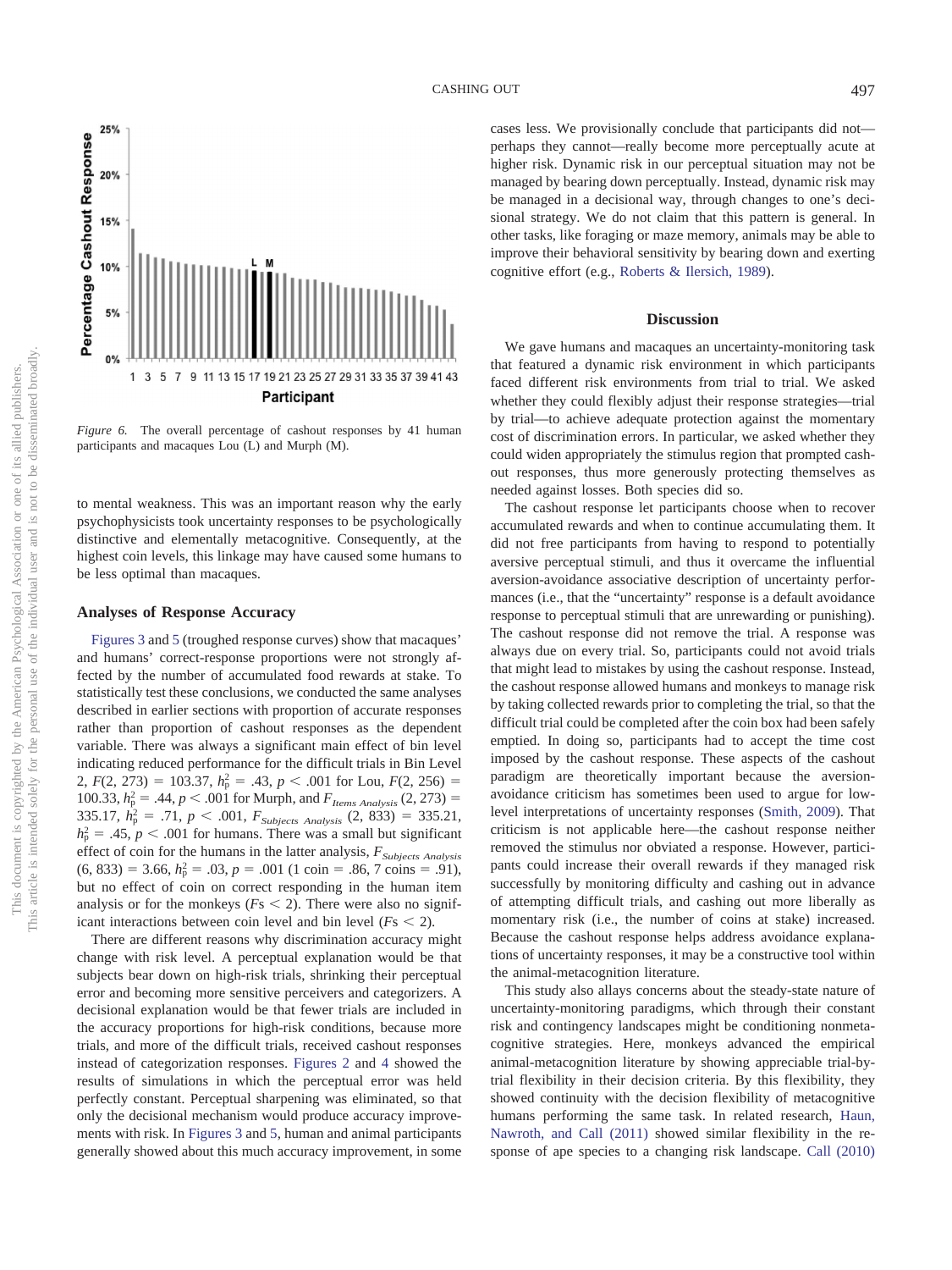Figure 6. The overall percentage of cashout responses by 41 human participants and macaques Lou (L) and Murph (M).

to mental weakness. This was an important reason why the early psychophysicists took uncertainty responses to be psychologically distinctive and elementally metacognitive. Consequently, at the highest coin levels, this linkage may have caused some humans to be less optimal than macaques.

## Analyses of Response Accuracy

Figures 3 and 5 (troughed response curves) show that macaques' and humans' correct-response proportions were not strongly affected by the number of accumulated food rewards at stake. To statistically test these conclusions, we conducted the same analyses described in earlier sections with proportion of accurate responses rather than proportion of cashout responses as the dependent variable. There was always a significant main effect of bin level indicating reduced performance for the difficult trials in Bin Level 2, $F(2, 273) = 103.37$, $\eta_p^2 = .43$, $p < .001$ for Lou, $F(2, 256) = 100.33$, $\eta_p^2 = .44$, $p < .001$ for Murph, and $F_{Items\ Analysis}\ (2, 273) = 335.17$, $\eta_p^2 = .71$, $p < .001$, $F_{Subjects\ Analysis}\ (2, 833) = 335.21$, $\eta_p^2 = .45$, $p < .001$ for humans. There was a small but significant effect of coin for the humans in the latter analysis, $F_{Subjects\ Analysis}\ (6, 833) = 3.66$, $\eta_p^2 = .03$, $p = .001$ (1 coin = .86, 7 coins = .91), but no effect of coin on correct responding in the human item analysis or for the monkeys ($Fs < 2$). There were also no significant interactions between coin level and bin level ($Fs < 2$).

There are different reasons why discrimination accuracy might change with risk level. A perceptual explanation would be that subjects bear down on high-risk trials, shrinking their perceptual error and becoming more sensitive perceivers and categorizers. A decisional explanation would be that fewer trials are included in the accuracy proportions for high-risk conditions, because more trials, and more of the difficult trials, received cashout responses instead of categorization responses. Figures 2 and 4 showed the results of simulations in which the perceptual error was held perfectly constant. Perceptual sharpening was eliminated, so that only the decisional mechanism would produce accuracy improvements with risk. In Figures 3 and 5, human and animal participants generally showed about this much accuracy improvement, in some cases less. We provisionally conclude that participants did not—perhaps they cannot—really become more perceptually acute at higher risk. Dynamic risk in our perceptual situation may not be managed by bearing down perceptually. Instead, dynamic risk may be managed in a decisional way, through changes to one's decisional strategy. We do not claim that this pattern is general. In other tasks, like foraging or maze memory, animals may be able to improve their behavioral sensitivity by bearing down and exerting cognitive effort (e.g., Roberts & Ilersich, 1989).

## Discussion

We gave humans and macaques an uncertainty-monitoring task that featured a dynamic risk environment in which participants faced different risk environments from trial to trial. We asked whether they could flexibly adjust their response strategies—trial by trial—to achieve adequate protection against the momentary cost of discrimination errors. In particular, we asked whether they could widen appropriately the stimulus region that prompted cashout responses, thus more generously protecting themselves as needed against losses. Both species did so.

The cashout response let participants choose when to recover accumulated rewards and when to continue accumulating them. It did not free participants from having to respond to potentially aversive perceptual stimuli, and thus it overcame the influential aversion-avoidance associative description of uncertainty performances (i.e., that the "uncertainty" response is a default avoidance response to perceptual stimuli that are unrewarding or punishing). The cashout response did not remove the trial. A response was always due on every trial. So, participants could not avoid trials that might lead to mistakes by using the cashout response. Instead, the cashout response allowed humans and monkeys to manage risk by taking collected rewards prior to completing the trial, so that the difficult trial could be completed after the coin box had been safely emptied. In doing so, participants had to accept the time cost imposed by the cashout response. These aspects of the cashout paradigm are theoretically important because the aversion-avoidance criticism has sometimes been used to argue for low-level interpretations of uncertainty responses (Smith, 2009). That criticism is not applicable here—the cashout response neither removed the stimulus nor obviated a response. However, participants could increase their overall rewards if they managed risk successfully by monitoring difficulty and cashing out in advance of attempting difficult trials, and cashing out more liberally as momentary risk (i.e., the number of coins at stake) increased. Because the cashout response helps address avoidance explanations of uncertainty responses, it may be a constructive tool within the animal-metacognition literature.

This study also allays concerns about the steady-state nature of uncertainty-monitoring paradigms, which through their constant risk and contingency landscapes might be conditioning nonmetacognitive strategies. Here, monkeys advanced the empirical animal-metacognition literature by showing appreciable trial-by-trial flexibility in their decision criteria. By this flexibility, they showed continuity with the decision flexibility of metacognitive humans performing the same task. In related research, Haun, Nawroth, and Call (2011) showed similar flexibility in the response of ape species to a changing risk landscape. Call (2010)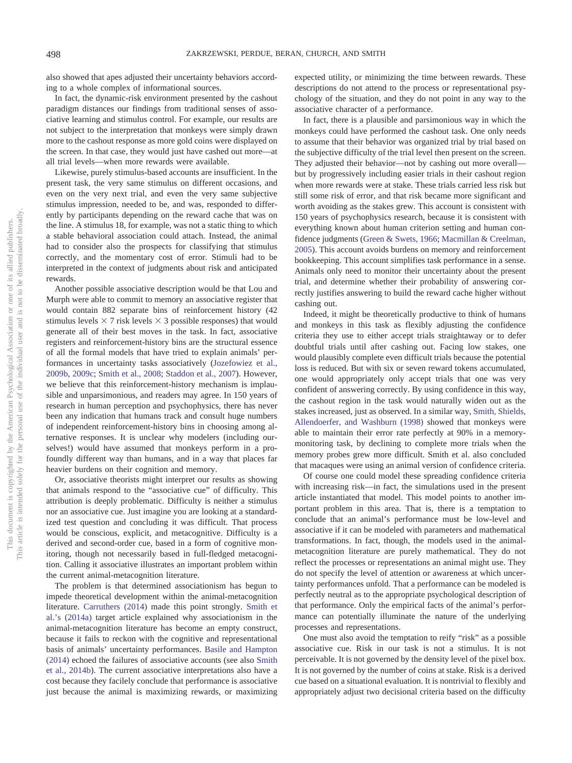also showed that apes adjusted their uncertainty behaviors according to a whole complex of informational sources.

In fact, the dynamic-risk environment presented by the cashout paradigm distances our findings from traditional senses of associative learning and stimulus control. For example, our results are not subject to the interpretation that monkeys were simply drawn more to the cashout response as more gold coins were displayed on the screen. In that case, they would just have cashed out more—at all trial levels—when more rewards were available.

Likewise, purely stimulus-based accounts are insufficient. In the present task, the very same stimulus on different occasions, and even on the very next trial, and even the very same subjective stimulus impression, needed to be, and was, responded to differently by participants depending on the reward cache that was on the line. A stimulus 18, for example, was not a static thing to which a stable behavioral association could attach. Instead, the animal had to consider also the prospects for classifying that stimulus correctly, and the momentary cost of error. Stimuli had to be interpreted in the context of judgments about risk and anticipated rewards.

Another possible associative description would be that Lou and Murph were able to commit to memory an associative register that would contain 882 separate bins of reinforcement history (42 stimulus levels × 7 risk levels × 3 possible responses) that would generate all of their best moves in the task. In fact, associative registers and reinforcement-history bins are the structural essence of all the formal models that have tried to explain animals' performances in uncertainty tasks associatively (Jozefowiez et al., 2009b, 2009c; Smith et al., 2008; Staddon et al., 2007). However, we believe that this reinforcement-history mechanism is implausible and unparsimonious, and readers may agree. In 150 years of research in human perception and psychophysics, there has never been any indication that humans track and consult huge numbers of independent reinforcement-history bins in choosing among alternative responses. It is unclear why modelers (including ourselves!) would have assumed that monkeys perform in a profoundly different way than humans, and in a way that places far heavier burdens on their cognition and memory.

Or, associative theorists might interpret our results as showing that animals respond to the "associative cue" of difficulty. This attribution is deeply problematic. Difficulty is neither a stimulus nor an associative cue. Just imagine you are looking at a standardized test question and concluding it was difficult. That process would be conscious, explicit, and metacognitive. Difficulty is a derived and second-order cue, based in a form of cognitive monitoring, though not necessarily based in full-fledged metacognition. Calling it associative illustrates an important problem within the current animal-metacognition literature.

The problem is that determined associationism has begun to impede theoretical development within the animal-metacognition literature. Carruthers (2014) made this point strongly. Smith et al.'s (2014a) target article explained why associationism in the animal-metacognition literature has become an empty construct, because it fails to reckon with the cognitive and representational basis of animals' uncertainty performances. Basile and Hampton (2014) echoed the failures of associative accounts (see also Smith et al., 2014b). The current associative interpretations also have a cost because they facilely conclude that performance is associative just because the animal is maximizing rewards, or maximizing expected utility, or minimizing the time between rewards. These descriptions do not attend to the process or representational psychology of the situation, and they do not point in any way to the associative character of a performance.

In fact, there is a plausible and parsimonious way in which the monkeys could have performed the cashout task. One only needs to assume that their behavior was organized trial by trial based on the subjective difficulty of the trial level then present on the screen. They adjusted their behavior—not by cashing out more overall—but by progressively including easier trials in their cashout region when more rewards were at stake. These trials carried less risk but still some risk of error, and that risk became more significant and worth avoiding as the stakes grew. This account is consistent with 150 years of psychophysics research, because it is consistent with everything known about human criterion setting and human confidence judgments (Green & Swets, 1966; Macmillan & Creelman, 2005). This account avoids burdens on memory and reinforcement bookkeeping. This account simplifies task performance in a sense. Animals only need to monitor their uncertainty about the present trial, and determine whether their probability of answering correctly justifies answering to build the reward cache higher without cashing out.

Indeed, it might be theoretically productive to think of humans and monkeys in this task as flexibly adjusting the confidence criteria they use to either accept trials straightaway or to defer doubtful trials until after cashing out. Facing low stakes, one would plausibly complete even difficult trials because the potential loss is reduced. But with six or seven reward tokens accumulated, one would appropriately only accept trials that one was very confident of answering correctly. By using confidence in this way, the cashout region in the task would naturally widen out as the stakes increased, just as observed. In a similar way, Smith, Shields, Allendoerfer, and Washburn (1998) showed that monkeys were able to maintain their error rate perfectly at 90% in a memory-monitoring task, by declining to complete more trials when the memory probes grew more difficult. Smith et al. also concluded that macaques were using an animal version of confidence criteria.

Of course one could model these spreading confidence criteria with increasing risk—in fact, the simulations used in the present article instantiated that model. This model points to another important problem in this area. That is, there is a temptation to conclude that an animal's performance must be low-level and associative if it can be modeled with parameters and mathematical transformations. In fact, though, the models used in the animal-metacognition literature are purely mathematical. They do not reflect the processes or representations an animal might use. They do not specify the level of attention or awareness at which uncertainty performances unfold. That a performance can be modeled is perfectly neutral as to the appropriate psychological description of that performance. Only the empirical facts of the animal's performance can potentially illuminate the nature of the underlying processes and representations.

One must also avoid the temptation to reify "risk" as a possible associative cue. Risk in our task is not a stimulus. It is not perceivable. It is not governed by the density level of the pixel box. It is not governed by the number of coins at stake. Risk is a derived cue based on a situational evaluation. It is nontrivial to flexibly and appropriately adjust two decisional criteria based on the difficulty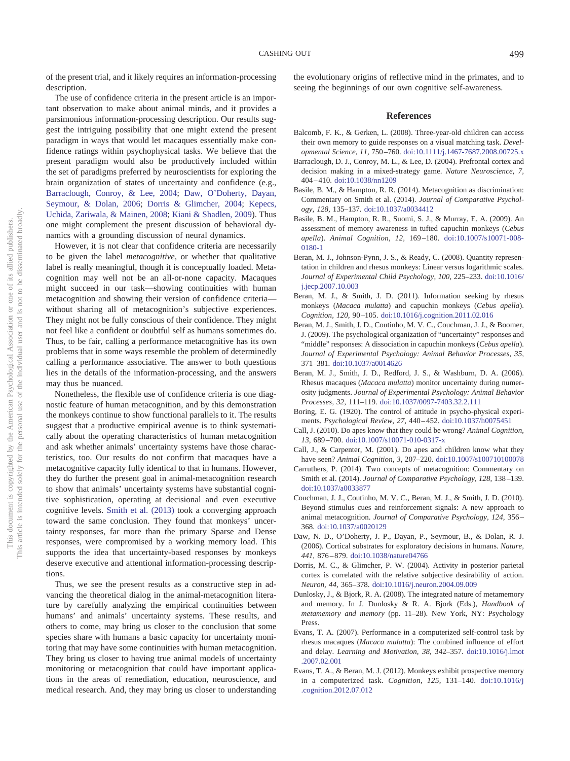of the present trial, and it likely requires an information-processing description.

The use of confidence criteria in the present article is an important observation to make about animal minds, and it provides a parsimonious information-processing description. Our results suggest the intriguing possibility that one might extend the present paradigm in ways that would let macaques essentially make confidence ratings within psychophysical tasks. We believe that the present paradigm would also be productively included within the set of paradigms preferred by neuroscientists for exploring the brain organization of states of uncertainty and confidence (e.g., Barraclough, Conroy, & Lee, 2004; Daw, O'Doherty, Dayan, Seymour, & Dolan, 2006; Dorris & Glimcher, 2004; Kepecs, Uchida, Zariwala, & Mainen, 2008; Kiani & Shadlen, 2009). Thus one might complement the present discussion of behavioral dynamics with a grounding discussion of neural dynamics.

However, it is not clear that confidence criteria are necessarily to be given the label *metacognitive*, or whether that qualitative label is really meaningful, though it is conceptually loaded. Metacognition may well not be an all-or-none capacity. Macaques might succeed in our task—showing continuities with human metacognition and showing their version of confidence criteria—without sharing all of metacognition's subjective experiences. They might not be fully conscious of their confidence. They might not feel like a confident or doubtful self as humans sometimes do. Thus, to be fair, calling a performance metacognitive has its own problems that in some ways resemble the problem of determinedly calling a performance associative. The answer to both questions lies in the details of the information-processing, and the answers may thus be nuanced.

Nonetheless, the flexible use of confidence criteria is one diagnostic feature of human metacognition, and by this demonstration the monkeys continue to show functional parallels to it. The results suggest that a productive empirical avenue is to think systematically about the operating characteristics of human metacognition and ask whether animals' uncertainty systems have those characteristics, too. Our results do not confirm that macaques have a metacognitive capacity fully identical to that in humans. However, they do further the present goal in animal-metacognition research to show that animals' uncertainty systems have substantial cognitive sophistication, operating at decisional and even executive cognitive levels. Smith et al. (2013) took a converging approach toward the same conclusion. They found that monkeys' uncertainty responses, far more than the primary Sparse and Dense responses, were compromised by a working memory load. This supports the idea that uncertainty-based responses by monkeys deserve executive and attentional information-processing descriptions.

Thus, we see the present results as a constructive step in advancing the theoretical dialog in the animal-metacognition literature by carefully analyzing the empirical continuities between humans' and animals' uncertainty systems. These results, and others to come, may bring us closer to the conclusion that some species share with humans a basic capacity for uncertainty monitoring that may have some continuities with human metacognition. They bring us closer to having true animal models of uncertainty monitoring or metacognition that could have important applications in the areas of remediation, education, neuroscience, and medical research. And, they may bring us closer to understanding the evolutionary origins of reflective mind in the primates, and to seeing the beginnings of our own cognitive self-awareness.

## References

Balcomb, F. K., & Gerken, L. (2008). Three-year-old children can access their own memory to guide responses on a visual matching task. *Developmental Science, 11,* 750–760. doi:10.1111/j.1467-7687.2008.00725.x

Barraclough, D. J., Conroy, M. L., & Lee, D. (2004). Prefrontal cortex and decision making in a mixed-strategy game. *Nature Neuroscience, 7,* 404–410. doi:10.1038/nn1209

Basile, B. M., & Hampton, R. R. (2014). Metacognition as discrimination: Commentary on Smith et al. (2014). *Journal of Comparative Psychology, 128,* 135–137. doi:10.1037/a0034412

Basile, B. M., Hampton, R. R., Suomi, S. J., & Murray, E. A. (2009). An assessment of memory awareness in tufted capuchin monkeys (*Cebus apella*). *Animal Cognition, 12,* 169–180. doi:10.1007/s10071-008-0180-1

Beran, M. J., Johnson-Pynn, J. S., & Ready, C. (2008). Quantity representation in children and rhesus monkeys: Linear versus logarithmic scales. *Journal of Experimental Child Psychology, 100,* 225–233. doi:10.1016/j.jecp.2007.10.003

Beran, M. J., & Smith, J. D. (2011). Information seeking by rhesus monkeys (*Macaca mulatta*) and capuchin monkeys (*Cebus apella*). *Cognition, 120,* 90–105. doi:10.1016/j.cognition.2011.02.016

Beran, M. J., Smith, J. D., Coutinho, M. V. C., Couchman, J. J., & Boomer, J. (2009). The psychological organization of "uncertainty" responses and "middle" responses: A dissociation in capuchin monkeys (*Cebus apella*). *Journal of Experimental Psychology: Animal Behavior Processes, 35,* 371–381. doi:10.1037/a0014626

Beran, M. J., Smith, J. D., Redford, J. S., & Washburn, D. A. (2006). Rhesus macaques (*Macaca mulatta*) monitor uncertainty during numerosity judgments. *Journal of Experimental Psychology: Animal Behavior Processes, 32,* 111–119. doi:10.1037/0097-7403.32.2.111

Boring, E. G. (1920). The control of attitude in psycho-physical experiments. *Psychological Review, 27,* 440–452. doi:10.1037/h0075451

Call, J. (2010). Do apes know that they could be wrong? *Animal Cognition, 13,* 689–700. doi:10.1007/s10071-010-0317-x

Call, J., & Carpenter, M. (2001). Do apes and children know what they have seen? *Animal Cognition, 3,* 207–220. doi:10.1007/s100710100078

Carruthers, P. (2014). Two concepts of metacognition: Commentary on Smith et al. (2014). *Journal of Comparative Psychology, 128,* 138–139. doi:10.1037/a0033877

Couchman, J. J., Coutinho, M. V. C., Beran, M. J., & Smith, J. D. (2010). Beyond stimulus cues and reinforcement signals: A new approach to animal metacognition. *Journal of Comparative Psychology, 124,* 356–368. doi:10.1037/a0020129

Daw, N. D., O'Doherty, J. P., Dayan, P., Seymour, B., & Dolan, R. J. (2006). Cortical substrates for exploratory decisions in humans. *Nature, 441,* 876–879. doi:10.1038/nature04766

Dorris, M. C., & Glimcher, P. W. (2004). Activity in posterior parietal cortex is correlated with the relative subjective desirability of action. *Neuron, 44,* 365–378. doi:10.1016/j.neuron.2004.09.009

Dunlosky, J., & Bjork, R. A. (2008). The integrated nature of metamemory and memory. In J. Dunlosky & R. A. Bjork (Eds.), *Handbook of metamemory and memory* (pp. 11–28). New York, NY: Psychology Press.

Evans, T. A. (2007). Performance in a computerized self-control task by rhesus macaques (*Macaca mulatta*): The combined influence of effort and delay. *Learning and Motivation, 38,* 342–357. doi:10.1016/j.lmot.2007.02.001

Evans, T. A., & Beran, M. J. (2012). Monkeys exhibit prospective memory in a computerized task. *Cognition, 125,* 131–140. doi:10.1016/j.cognition.2012.07.012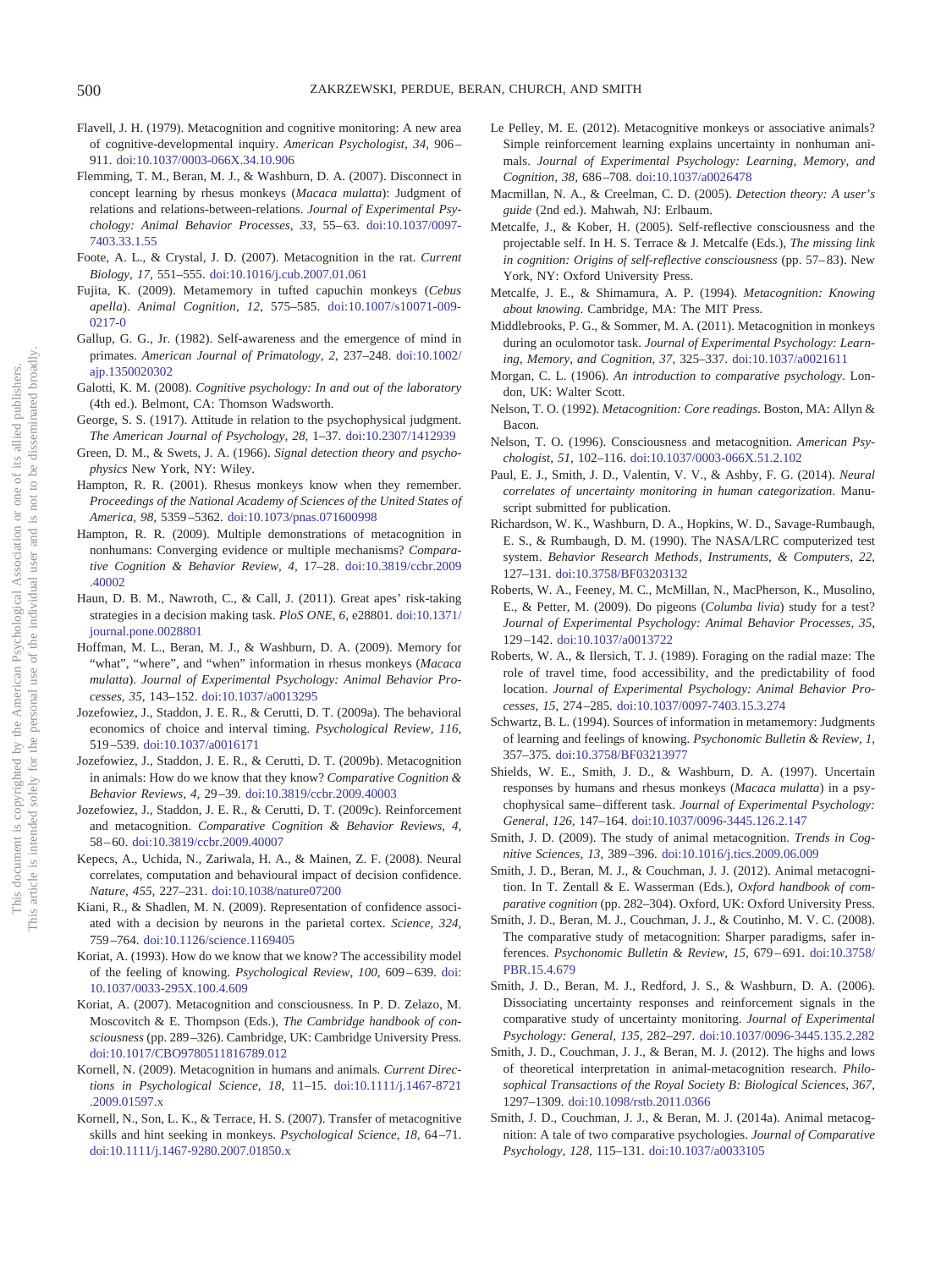Flavell, J. H. (1979). Metacognition and cognitive monitoring: A new area of cognitive-developmental inquiry. *American Psychologist, 34,* 906–911. doi:10.1037/0003-066X.34.10.906

Flemming, T. M., Beran, M. J., & Washburn, D. A. (2007). Disconnect in concept learning by rhesus monkeys (*Macaca mulatta*): Judgment of relations and relations-between-relations. *Journal of Experimental Psychology: Animal Behavior Processes, 33,* 55–63. doi:10.1037/0097-7403.33.1.55

Foote, A. L., & Crystal, J. D. (2007). Metacognition in the rat. *Current Biology, 17,* 551–555. doi:10.1016/j.cub.2007.01.061

Fujita, K. (2009). Metamemory in tufted capuchin monkeys (*Cebus apella*). *Animal Cognition, 12,* 575–585. doi:10.1007/s10071-009-0217-0

Gallup, G. G., Jr. (1982). Self-awareness and the emergence of mind in primates. *American Journal of Primatology, 2,* 237–248. doi:10.1002/ajp.1350020302

Galotti, K. M. (2008). *Cognitive psychology: In and out of the laboratory* (4th ed.). Belmont, CA: Thomson Wadsworth.

George, S. S. (1917). Attitude in relation to the psychophysical judgment. *The American Journal of Psychology, 28,* 1–37. doi:10.2307/1412939

Green, D. M., & Swets, J. A. (1966). *Signal detection theory and psychophysics* New York, NY: Wiley.

Hampton, R. R. (2001). Rhesus monkeys know when they remember. *Proceedings of the National Academy of Sciences of the United States of America, 98,* 5359–5362. doi:10.1073/pnas.071600998

Hampton, R. R. (2009). Multiple demonstrations of metacognition in nonhumans: Converging evidence or multiple mechanisms? *Comparative Cognition & Behavior Review, 4,* 17–28. doi:10.3819/ccbr.2009.40002

Haun, D. B. M., Nawroth, C., & Call, J. (2011). Great apes' risk-taking strategies in a decision making task. *PloS ONE, 6,* e28801. doi:10.1371/journal.pone.0028801

Hoffman, M. L., Beran, M. J., & Washburn, D. A. (2009). Memory for "what", "where", and "when" information in rhesus monkeys (*Macaca mulatta*). *Journal of Experimental Psychology: Animal Behavior Processes, 35,* 143–152. doi:10.1037/a0013295

Jozefowiez, J., Staddon, J. E. R., & Cerutti, D. T. (2009a). The behavioral economics of choice and interval timing. *Psychological Review, 116,* 519–539. doi:10.1037/a0016171

Jozefowiez, J., Staddon, J. E. R., & Cerutti, D. T. (2009b). Metacognition in animals: How do we know that they know? *Comparative Cognition & Behavior Reviews, 4,* 29–39. doi:10.3819/ccbr.2009.40003

Jozefowiez, J., Staddon, J. E. R., & Cerutti, D. T. (2009c). Reinforcement and metacognition. *Comparative Cognition & Behavior Reviews, 4,* 58–60. doi:10.3819/ccbr.2009.40007

Kepecs, A., Uchida, N., Zariwala, H. A., & Mainen, Z. F. (2008). Neural correlates, computation and behavioural impact of decision confidence. *Nature, 455,* 227–231. doi:10.1038/nature07200

Kiani, R., & Shadlen, M. N. (2009). Representation of confidence associated with a decision by neurons in the parietal cortex. *Science, 324,* 759–764. doi:10.1126/science.1169405

Koriat, A. (1993). How do we know that we know? The accessibility model of the feeling of knowing. *Psychological Review, 100,* 609–639. doi:10.1037/0033-295X.100.4.609

Koriat, A. (2007). Metacognition and consciousness. In P. D. Zelazo, M. Moscovitch & E. Thompson (Eds.), *The Cambridge handbook of consciousness* (pp. 289–326). Cambridge, UK: Cambridge University Press. doi:10.1017/CBO9780511816789.012

Kornell, N. (2009). Metacognition in humans and animals. *Current Directions in Psychological Science, 18,* 11–15. doi:10.1111/j.1467-8721.2009.01597.x

Kornell, N., Son, L. K., & Terrace, H. S. (2007). Transfer of metacognitive skills and hint seeking in monkeys. *Psychological Science, 18,* 64–71. doi:10.1111/j.1467-9280.2007.01850.x

Le Pelley, M. E. (2012). Metacognitive monkeys or associative animals? Simple reinforcement learning explains uncertainty in nonhuman animals. *Journal of Experimental Psychology: Learning, Memory, and Cognition, 38,* 686–708. doi:10.1037/a0026478

Macmillan, N. A., & Creelman, C. D. (2005). *Detection theory: A user's guide* (2nd ed.). Mahwah, NJ: Erlbaum.

Metcalfe, J., & Kober, H. (2005). Self-reflective consciousness and the projectable self. In H. S. Terrace & J. Metcalfe (Eds.), *The missing link in cognition: Origins of self-reflective consciousness* (pp. 57–83). New York, NY: Oxford University Press.

Metcalfe, J. E., & Shimamura, A. P. (1994). *Metacognition: Knowing about knowing*. Cambridge, MA: The MIT Press.

Middlebrooks, P. G., & Sommer, M. A. (2011). Metacognition in monkeys during an oculomotor task. *Journal of Experimental Psychology: Learning, Memory, and Cognition, 37,* 325–337. doi:10.1037/a0021611

Morgan, C. L. (1906). *An introduction to comparative psychology*. London, UK: Walter Scott.

Nelson, T. O. (1992). *Metacognition: Core readings*. Boston, MA: Allyn & Bacon.

Nelson, T. O. (1996). Consciousness and metacognition. *American Psychologist, 51,* 102–116. doi:10.1037/0003-066X.51.2.102

Paul, E. J., Smith, J. D., Valentin, V. V., & Ashby, F. G. (2014). *Neural correlates of uncertainty monitoring in human categorization*. Manuscript submitted for publication.

Richardson, W. K., Washburn, D. A., Hopkins, W. D., Savage-Rumbaugh, E. S., & Rumbaugh, D. M. (1990). The NASA/LRC computerized test system. *Behavior Research Methods, Instruments, & Computers, 22,* 127–131. doi:10.3758/BF03203132

Roberts, W. A., Feeney, M. C., McMillan, N., MacPherson, K., Musolino, E., & Petter, M. (2009). Do pigeons (*Columba livia*) study for a test? *Journal of Experimental Psychology: Animal Behavior Processes, 35,* 129–142. doi:10.1037/a0013722

Roberts, W. A., & Ilersich, T. J. (1989). Foraging on the radial maze: The role of travel time, food accessibility, and the predictability of food location. *Journal of Experimental Psychology: Animal Behavior Processes, 15,* 274–285. doi:10.1037/0097-7403.15.3.274

Schwartz, B. L. (1994). Sources of information in metamemory: Judgments of learning and feelings of knowing. *Psychonomic Bulletin & Review, 1,* 357–375. doi:10.3758/BF03213977

Shields, W. E., Smith, J. D., & Washburn, D. A. (1997). Uncertain responses by humans and rhesus monkeys (*Macaca mulatta*) in a psychophysical same–different task. *Journal of Experimental Psychology: General, 126,* 147–164. doi:10.1037/0096-3445.126.2.147

Smith, J. D. (2009). The study of animal metacognition. *Trends in Cognitive Sciences, 13,* 389–396. doi:10.1016/j.tics.2009.06.009

Smith, J. D., Beran, M. J., & Couchman, J. J. (2012). Animal metacognition. In T. Zentall & E. Wasserman (Eds.), *Oxford handbook of comparative cognition* (pp. 282–304). Oxford, UK: Oxford University Press.

Smith, J. D., Beran, M. J., Couchman, J. J., & Coutinho, M. V. C. (2008). The comparative study of metacognition: Sharper paradigms, safer inferences. *Psychonomic Bulletin & Review, 15,* 679–691. doi:10.3758/PBR.15.4.679

Smith, J. D., Beran, M. J., Redford, J. S., & Washburn, D. A. (2006). Dissociating uncertainty responses and reinforcement signals in the comparative study of uncertainty monitoring. *Journal of Experimental Psychology: General, 135,* 282–297. doi:10.1037/0096-3445.135.2.282

Smith, J. D., Couchman, J. J., & Beran, M. J. (2012). The highs and lows of theoretical interpretation in animal-metacognition research. *Philosophical Transactions of the Royal Society B: Biological Sciences, 367,* 1297–1309. doi:10.1098/rstb.2011.0366

Smith, J. D., Couchman, J. J., & Beran, M. J. (2014a). Animal metacognition: A tale of two comparative psychologies. *Journal of Comparative Psychology, 128,* 115–131. doi:10.1037/a0033105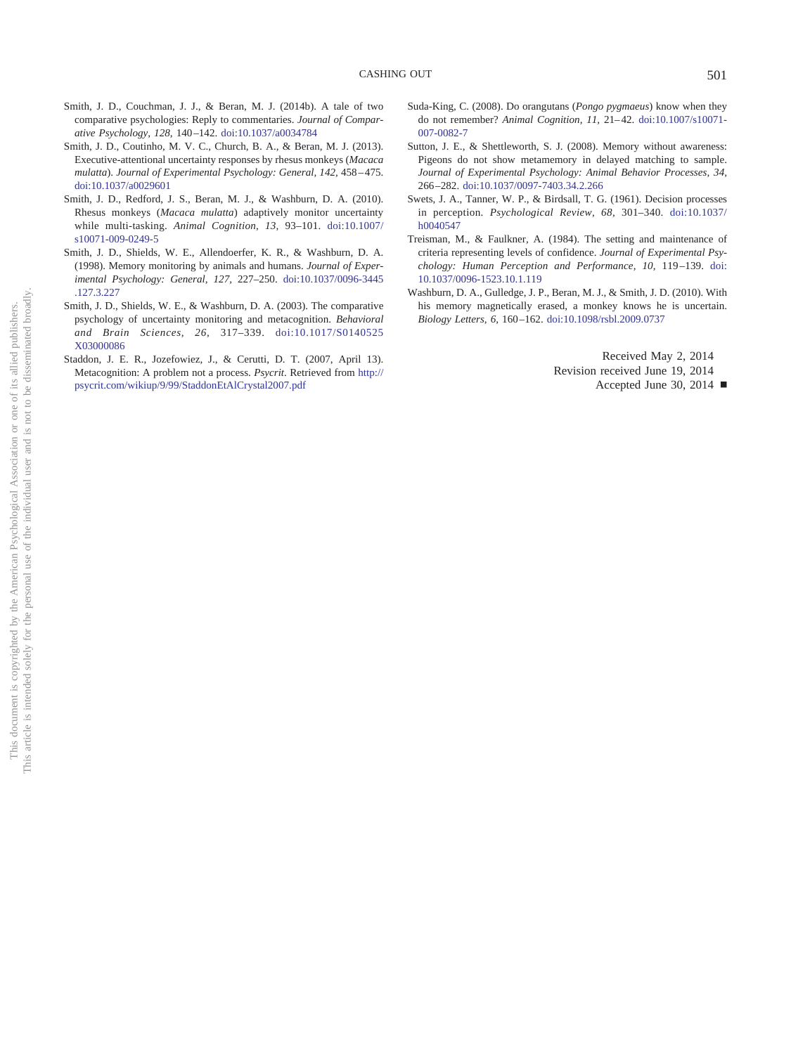Smith, J. D., Couchman, J. J., & Beran, M. J. (2014b). A tale of two comparative psychologies: Reply to commentaries. *Journal of Comparative Psychology, 128,* 140–142. doi:10.1037/a0034784

Smith, J. D., Coutinho, M. V. C., Church, B. A., & Beran, M. J. (2013). Executive-attentional uncertainty responses by rhesus monkeys (*Macaca mulatta*). *Journal of Experimental Psychology: General, 142,* 458–475. doi:10.1037/a0029601

Smith, J. D., Redford, J. S., Beran, M. J., & Washburn, D. A. (2010). Rhesus monkeys (*Macaca mulatta*) adaptively monitor uncertainty while multi-tasking. *Animal Cognition, 13,* 93–101. doi:10.1007/s10071-009-0249-5

Smith, J. D., Shields, W. E., Allendoerfer, K. R., & Washburn, D. A. (1998). Memory monitoring by animals and humans. *Journal of Experimental Psychology: General, 127,* 227–250. doi:10.1037/0096-3445.127.3.227

Smith, J. D., Shields, W. E., & Washburn, D. A. (2003). The comparative psychology of uncertainty monitoring and metacognition. *Behavioral and Brain Sciences, 26,* 317–339. doi:10.1017/S0140525X03000086

Staddon, J. E. R., Jozefowiez, J., & Cerutti, D. T. (2007, April 13). Metacognition: A problem not a process. *Psycrit*. Retrieved from http://psycrit.com/wikiup/9/99/StaddonEtAlCrystal2007.pdf

Suda-King, C. (2008). Do orangutans (*Pongo pygmaeus*) know when they do not remember? *Animal Cognition, 11,* 21–42. doi:10.1007/s10071-007-0082-7

Sutton, J. E., & Shettleworth, S. J. (2008). Memory without awareness: Pigeons do not show metamemory in delayed matching to sample. *Journal of Experimental Psychology: Animal Behavior Processes, 34,* 266–282. doi:10.1037/0097-7403.34.2.266

Swets, J. A., Tanner, W. P., & Birdsall, T. G. (1961). Decision processes in perception. *Psychological Review, 68,* 301–340. doi:10.1037/h0040547

Treisman, M., & Faulkner, A. (1984). The setting and maintenance of criteria representing levels of confidence. *Journal of Experimental Psychology: Human Perception and Performance, 10,* 119–139. doi:10.1037/0096-1523.10.1.119

Washburn, D. A., Gulledge, J. P., Beran, M. J., & Smith, J. D. (2010). With his memory magnetically erased, a monkey knows he is uncertain. *Biology Letters, 6,* 160–162. doi:10.1098/rsbl.2009.0737

Received May 2, 2014
Revision received June 19, 2014
Accepted June 30, 2014 ■